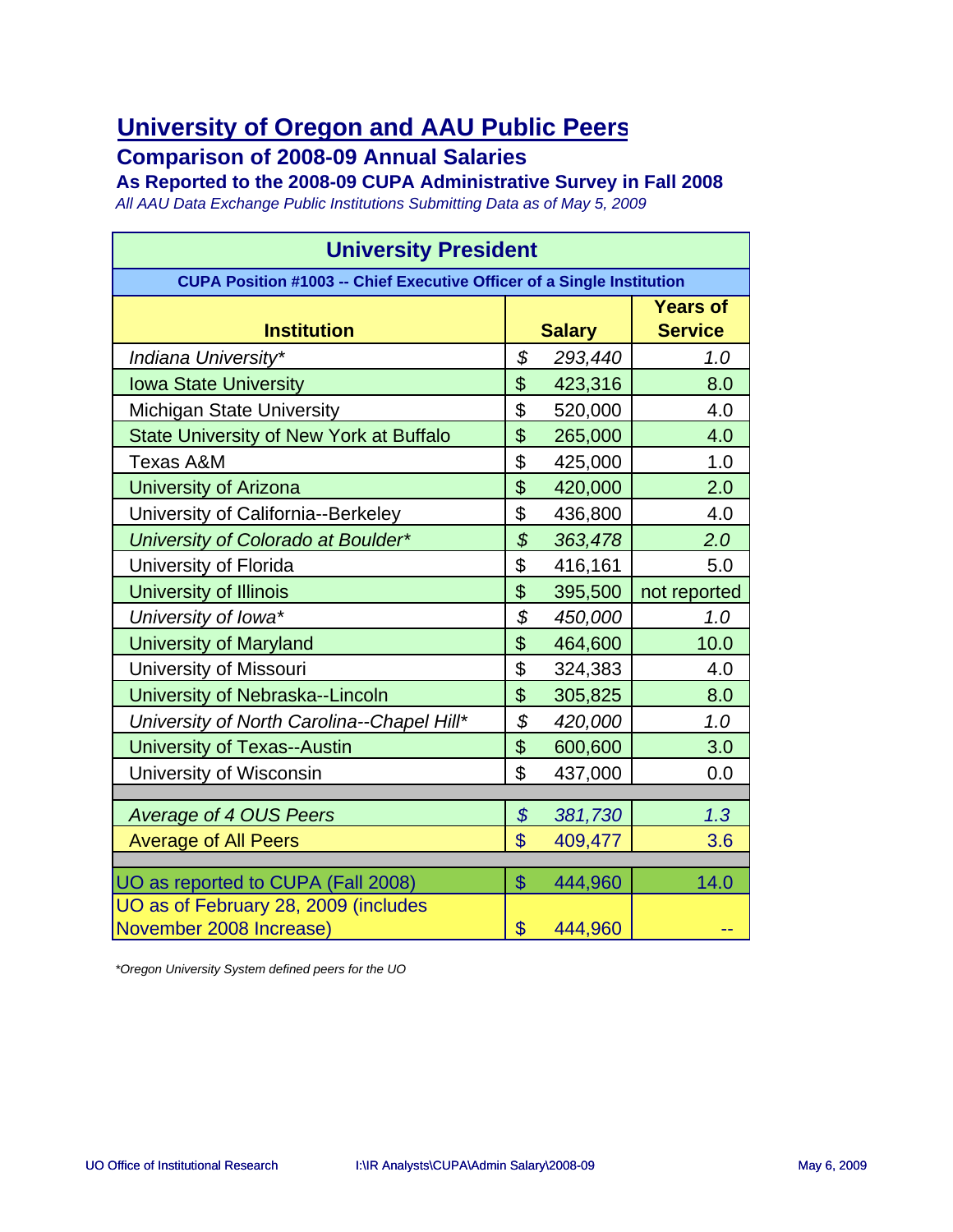# University of Oregon and AAU Public Peers

## Comparison of 2008-09 Annual Salaries

### As Reported to the 2008-09 CUPA Administrative Survey in Fall 2008

*All AAU Data Exchange Public Institutions Submitting Data as of May 5, 2009*

| University President | | |
|---|---|---|
| **CUPA Position #1003 -- Chief Executive Officer of a Single Institution** | | |
| **Institution** | **Salary** | **Years of Service** |
| *Indiana University** | *$ 293,440* | *1.0* |
| Iowa State University | $ 423,316 | 8.0 |
| Michigan State University | $ 520,000 | 4.0 |
| State University of New York at Buffalo | $ 265,000 | 4.0 |
| Texas A&M | $ 425,000 | 1.0 |
| University of Arizona | $ 420,000 | 2.0 |
| University of California--Berkeley | $ 436,800 | 4.0 |
| *University of Colorado at Boulder** | *$ 363,478* | *2.0* |
| University of Florida | $ 416,161 | 5.0 |
| University of Illinois | $ 395,500 | not reported |
| *University of Iowa** | *$ 450,000* | *1.0* |
| University of Maryland | $ 464,600 | 10.0 |
| University of Missouri | $ 324,383 | 4.0 |
| University of Nebraska--Lincoln | $ 305,825 | 8.0 |
| *University of North Carolina--Chapel Hill** | *$ 420,000* | *1.0* |
| University of Texas--Austin | $ 600,600 | 3.0 |
| University of Wisconsin | $ 437,000 | 0.0 |
| | | |
| *Average of 4 OUS Peers* | *$ 381,730* | *1.3* |
| Average of All Peers | $ 409,477 | 3.6 |
| | | |
| UO as reported to CUPA (Fall 2008) | $ 444,960 | 14.0 |
| UO as of February 28, 2009 (includes November 2008 Increase) | $ 444,960 | -- |

*Oregon University System defined peers for the UO

UO Office of Institutional Research — I:\IR Analysts\CUPA\Admin Salary\2008-09 — May 6, 2009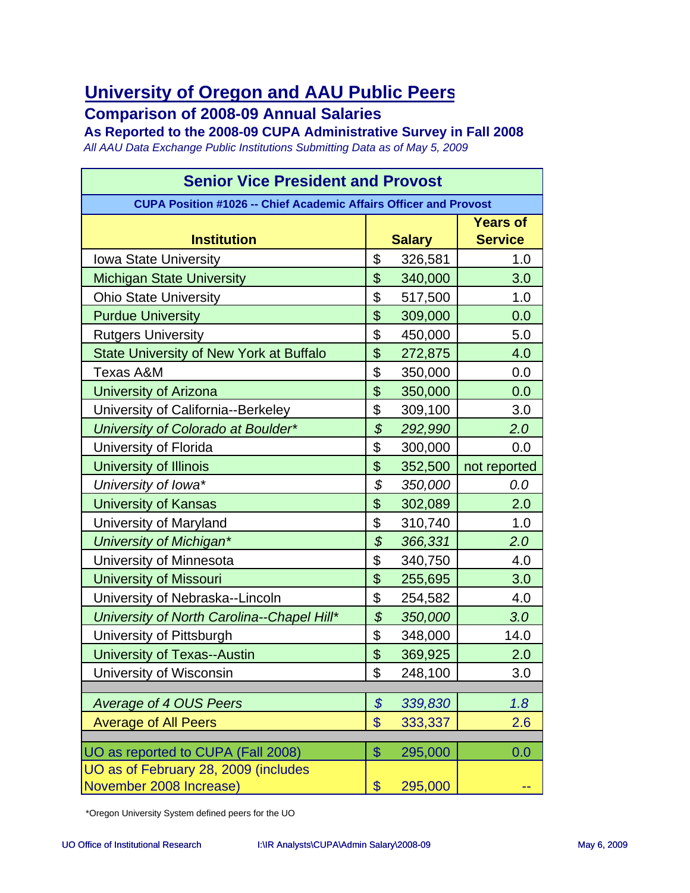# University of Oregon and AAU Public Peers

## Comparison of 2008-09 Annual Salaries

### As Reported to the 2008-09 CUPA Administrative Survey in Fall 2008

*All AAU Data Exchange Public Institutions Submitting Data as of May 5, 2009*

| Senior Vice President and Provost | | |
|---|---|---|
| **CUPA Position #1026 -- Chief Academic Affairs Officer and Provost** | | |
| **Institution** | **Salary** | **Years of Service** |
| Iowa State University | $ 326,581 | 1.0 |
| Michigan State University | $ 340,000 | 3.0 |
| Ohio State University | $ 517,500 | 1.0 |
| Purdue University | $ 309,000 | 0.0 |
| Rutgers University | $ 450,000 | 5.0 |
| State University of New York at Buffalo | $ 272,875 | 4.0 |
| Texas A&M | $ 350,000 | 0.0 |
| University of Arizona | $ 350,000 | 0.0 |
| University of California--Berkeley | $ 309,100 | 3.0 |
| *University of Colorado at Boulder** | *$ 292,990* | *2.0* |
| University of Florida | $ 300,000 | 0.0 |
| University of Illinois | $ 352,500 | not reported |
| *University of Iowa** | *$ 350,000* | *0.0* |
| University of Kansas | $ 302,089 | 2.0 |
| University of Maryland | $ 310,740 | 1.0 |
| *University of Michigan** | *$ 366,331* | *2.0* |
| University of Minnesota | $ 340,750 | 4.0 |
| University of Missouri | $ 255,695 | 3.0 |
| University of Nebraska--Lincoln | $ 254,582 | 4.0 |
| *University of North Carolina--Chapel Hill** | *$ 350,000* | *3.0* |
| University of Pittsburgh | $ 348,000 | 14.0 |
| University of Texas--Austin | $ 369,925 | 2.0 |
| University of Wisconsin | $ 248,100 | 3.0 |
| | | |
| *Average of 4 OUS Peers* | *$ 339,830* | *1.8* |
| Average of All Peers | $ 333,337 | 2.6 |
| | | |
| UO as reported to CUPA (Fall 2008) | $ 295,000 | 0.0 |
| UO as of February 28, 2009 (includes November 2008 Increase) | $ 295,000 | -- |

*Oregon University System defined peers for the UO

UO Office of Institutional Research | I:\IR Analysts\CUPA\Admin Salary\2008-09 | May 6, 2009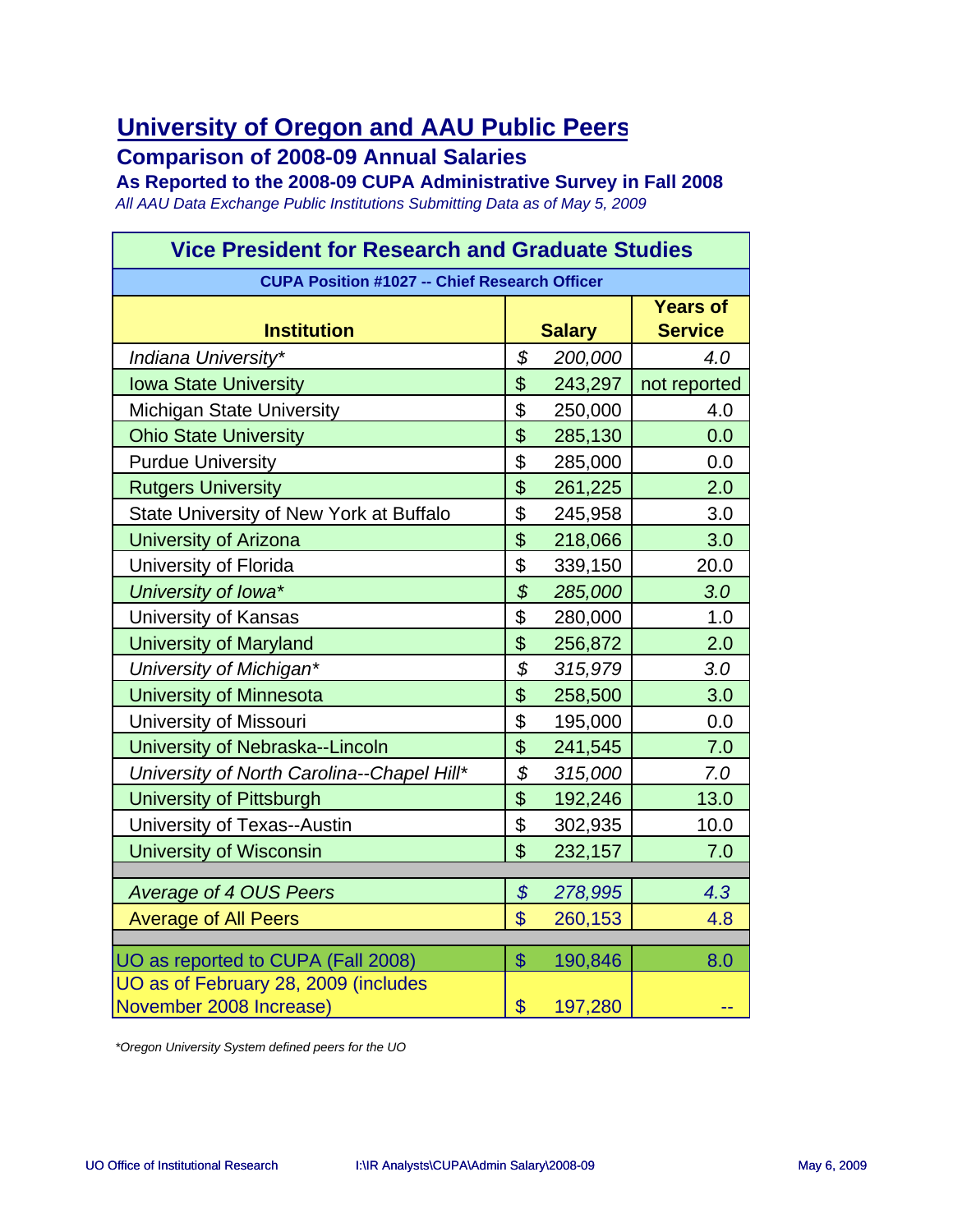# University of Oregon and AAU Public Peers

## Comparison of 2008-09 Annual Salaries

### As Reported to the 2008-09 CUPA Administrative Survey in Fall 2008

*All AAU Data Exchange Public Institutions Submitting Data as of May 5, 2009*

| Vice President for Research and Graduate Studies | | |
|---|---|---|
| **CUPA Position #1027 -- Chief Research Officer** | | |
| **Institution** | **Salary** | **Years of Service** |
| *Indiana University** | *$ 200,000* | *4.0* |
| Iowa State University | $ 243,297 | not reported |
| Michigan State University | $ 250,000 | 4.0 |
| Ohio State University | $ 285,130 | 0.0 |
| Purdue University | $ 285,000 | 0.0 |
| Rutgers University | $ 261,225 | 2.0 |
| State University of New York at Buffalo | $ 245,958 | 3.0 |
| University of Arizona | $ 218,066 | 3.0 |
| University of Florida | $ 339,150 | 20.0 |
| *University of Iowa** | *$ 285,000* | *3.0* |
| University of Kansas | $ 280,000 | 1.0 |
| University of Maryland | $ 256,872 | 2.0 |
| *University of Michigan** | *$ 315,979* | *3.0* |
| University of Minnesota | $ 258,500 | 3.0 |
| University of Missouri | $ 195,000 | 0.0 |
| University of Nebraska--Lincoln | $ 241,545 | 7.0 |
| *University of North Carolina--Chapel Hill** | *$ 315,000* | *7.0* |
| University of Pittsburgh | $ 192,246 | 13.0 |
| University of Texas--Austin | $ 302,935 | 10.0 |
| University of Wisconsin | $ 232,157 | 7.0 |
| | | |
| *Average of 4 OUS Peers* | *$ 278,995* | *4.3* |
| Average of All Peers | $ 260,153 | 4.8 |
| | | |
| UO as reported to CUPA (Fall 2008) | $ 190,846 | 8.0 |
| UO as of February 28, 2009 (includes November 2008 Increase) | $ 197,280 | -- |

*Oregon University System defined peers for the UO

UO Office of Institutional Research | I:\IR Analysts\CUPA\Admin Salary\2008-09 | May 6, 2009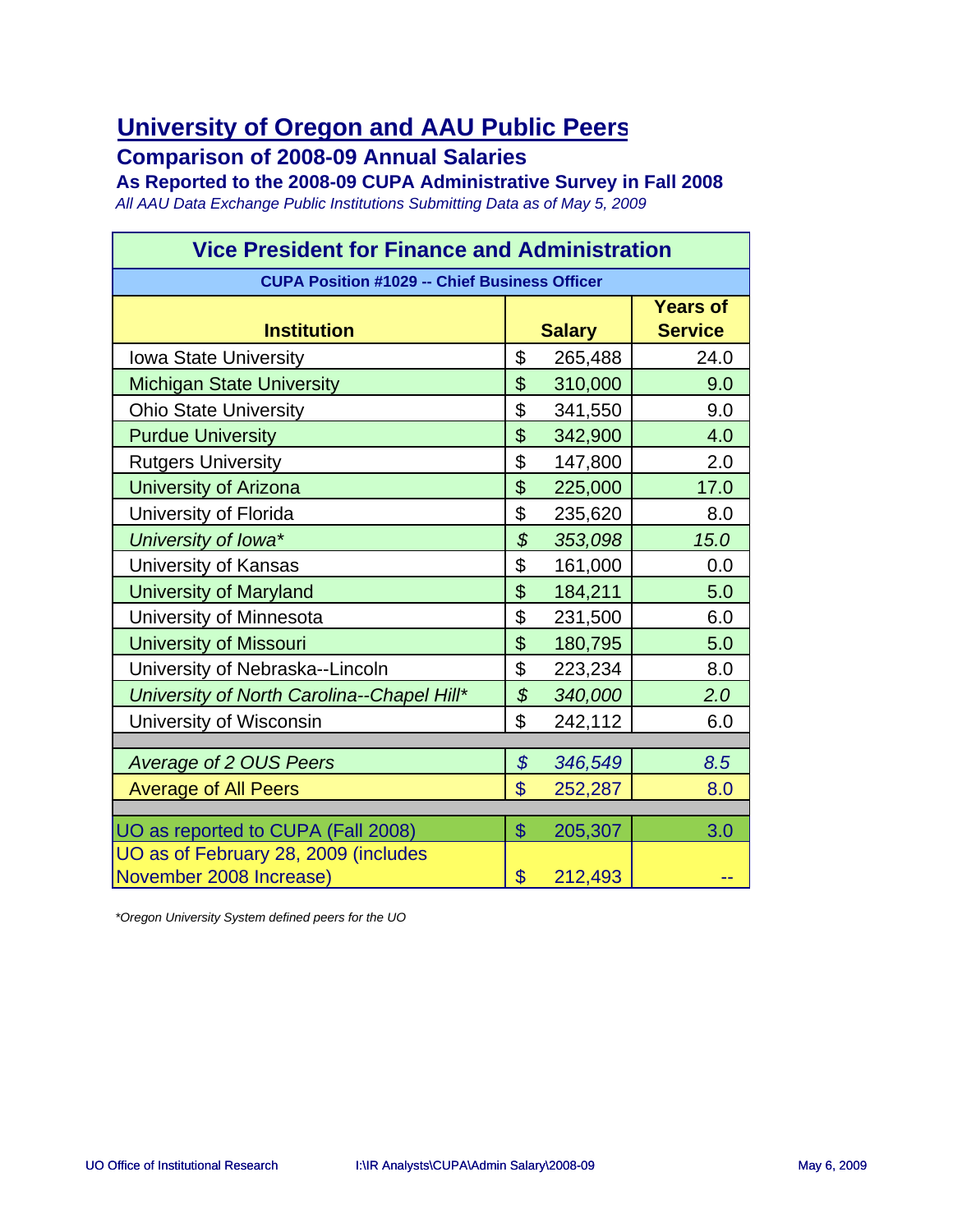# University of Oregon and AAU Public Peers

## Comparison of 2008-09 Annual Salaries

### As Reported to the 2008-09 CUPA Administrative Survey in Fall 2008

*All AAU Data Exchange Public Institutions Submitting Data as of May 5, 2009*

| Vice President for Finance and Administration | | |
|---|---|---|
| CUPA Position #1029 -- Chief Business Officer | | |
| **Institution** | **Salary** | **Years of Service** |
| Iowa State University | $ 265,488 | 24.0 |
| Michigan State University | $ 310,000 | 9.0 |
| Ohio State University | $ 341,550 | 9.0 |
| Purdue University | $ 342,900 | 4.0 |
| Rutgers University | $ 147,800 | 2.0 |
| University of Arizona | $ 225,000 | 17.0 |
| University of Florida | $ 235,620 | 8.0 |
| *University of Iowa** | *$ 353,098* | *15.0* |
| University of Kansas | $ 161,000 | 0.0 |
| University of Maryland | $ 184,211 | 5.0 |
| University of Minnesota | $ 231,500 | 6.0 |
| University of Missouri | $ 180,795 | 5.0 |
| University of Nebraska--Lincoln | $ 223,234 | 8.0 |
| *University of North Carolina--Chapel Hill** | *$ 340,000* | *2.0* |
| University of Wisconsin | $ 242,112 | 6.0 |
| | | |
| *Average of 2 OUS Peers* | *$ 346,549* | *8.5* |
| Average of All Peers | $ 252,287 | 8.0 |
| | | |
| UO as reported to CUPA (Fall 2008) | $ 205,307 | 3.0 |
| UO as of February 28, 2009 (includes November 2008 Increase) | $ 212,493 | -- |

*\*Oregon University System defined peers for the UO*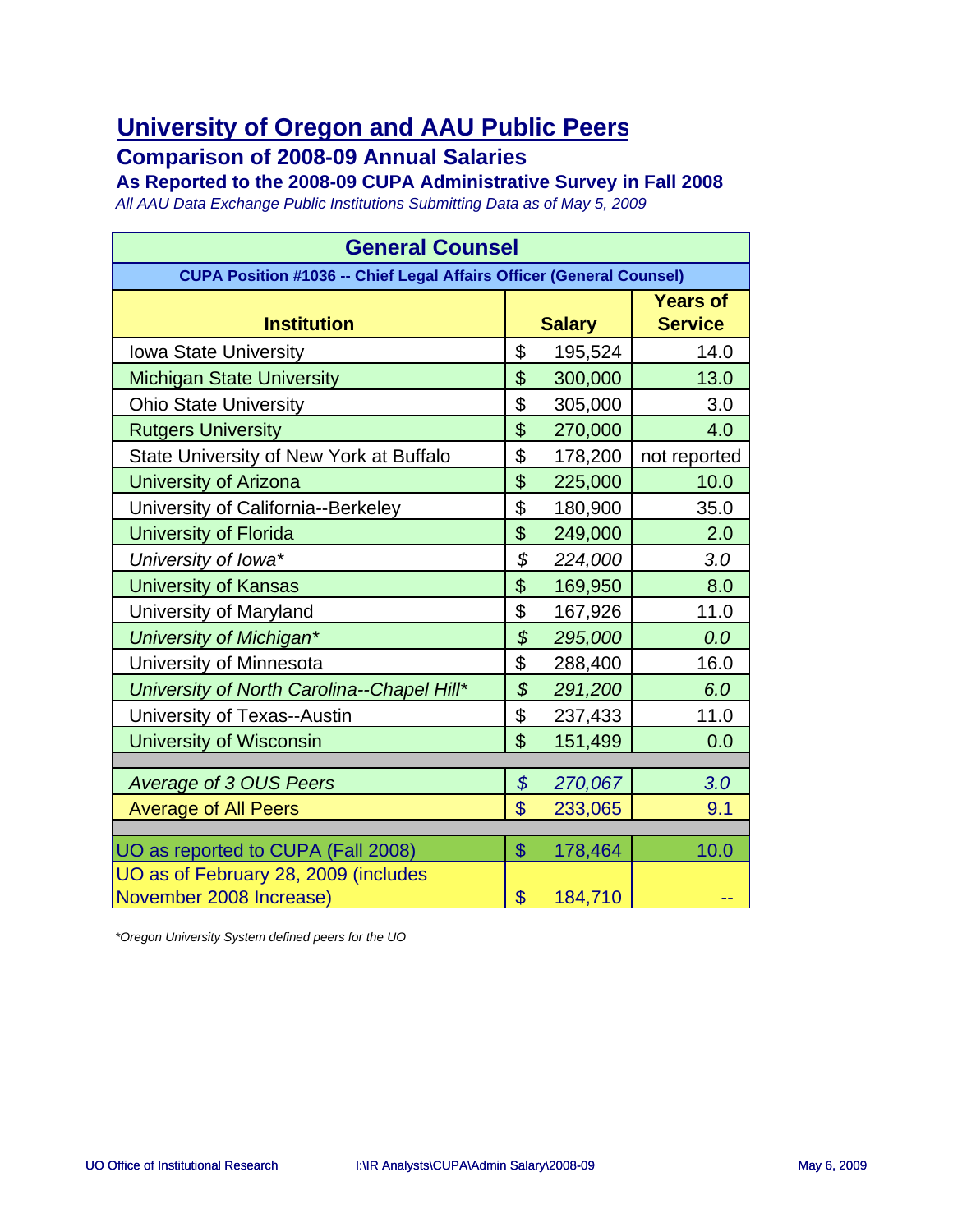# University of Oregon and AAU Public Peers

## Comparison of 2008-09 Annual Salaries

### As Reported to the 2008-09 CUPA Administrative Survey in Fall 2008

*All AAU Data Exchange Public Institutions Submitting Data as of May 5, 2009*

| General Counsel | | |
|---|---|---|
| **CUPA Position #1036 -- Chief Legal Affairs Officer (General Counsel)** | | |
| **Institution** | **Salary** | **Years of Service** |
| Iowa State University | $ 195,524 | 14.0 |
| Michigan State University | $ 300,000 | 13.0 |
| Ohio State University | $ 305,000 | 3.0 |
| Rutgers University | $ 270,000 | 4.0 |
| State University of New York at Buffalo | $ 178,200 | not reported |
| University of Arizona | $ 225,000 | 10.0 |
| University of California--Berkeley | $ 180,900 | 35.0 |
| University of Florida | $ 249,000 | 2.0 |
| *University of Iowa** | *$ 224,000* | *3.0* |
| University of Kansas | $ 169,950 | 8.0 |
| University of Maryland | $ 167,926 | 11.0 |
| *University of Michigan** | *$ 295,000* | *0.0* |
| University of Minnesota | $ 288,400 | 16.0 |
| *University of North Carolina--Chapel Hill** | *$ 291,200* | *6.0* |
| University of Texas--Austin | $ 237,433 | 11.0 |
| University of Wisconsin | $ 151,499 | 0.0 |
| | | |
| *Average of 3 OUS Peers* | *$ 270,067* | *3.0* |
| Average of All Peers | $ 233,065 | 9.1 |
| | | |
| UO as reported to CUPA (Fall 2008) | $ 178,464 | 10.0 |
| UO as of February 28, 2009 (includes November 2008 Increase) | $ 184,710 | -- |

*Oregon University System defined peers for the UO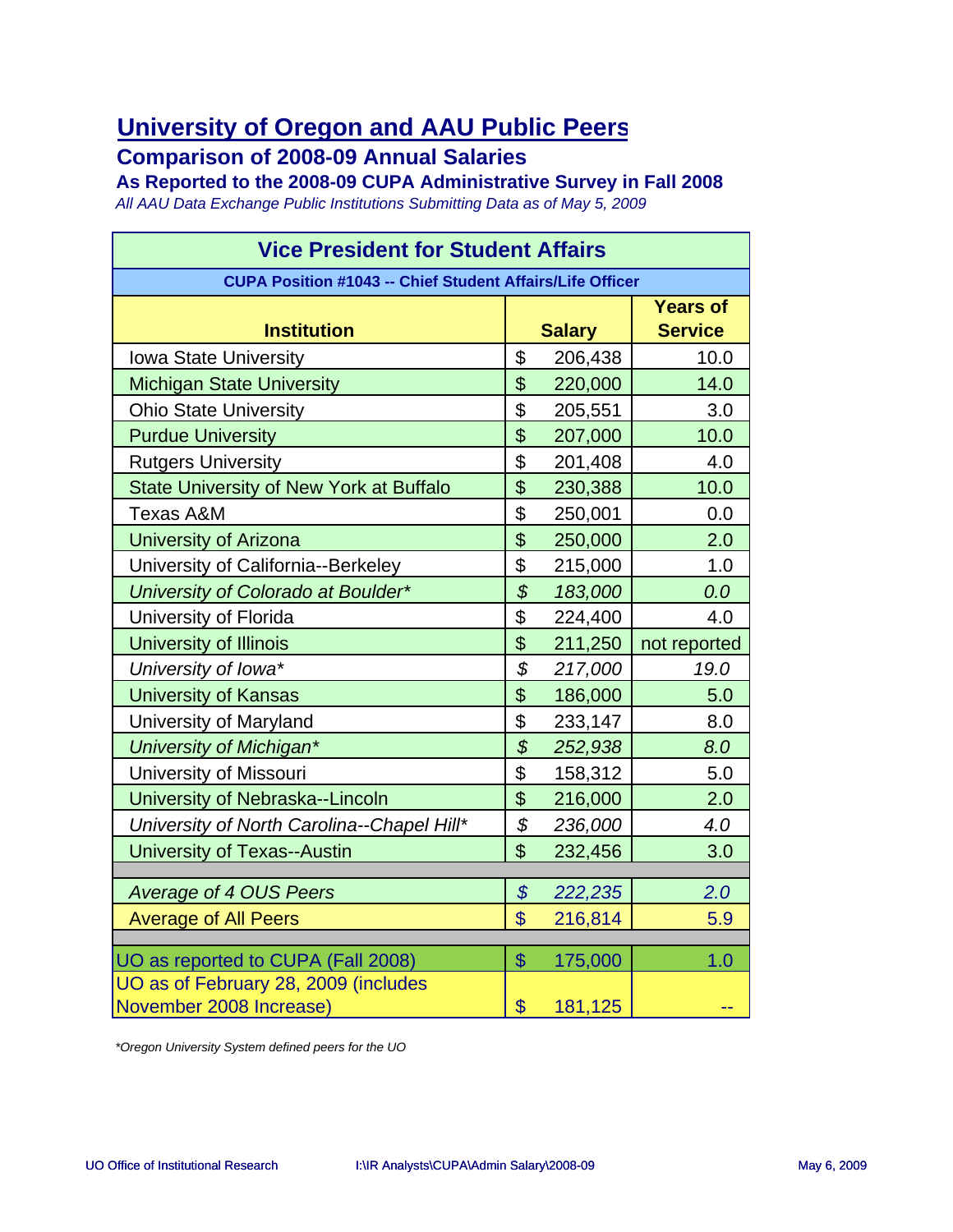# University of Oregon and AAU Public Peers

## Comparison of 2008-09 Annual Salaries

### As Reported to the 2008-09 CUPA Administrative Survey in Fall 2008

*All AAU Data Exchange Public Institutions Submitting Data as of May 5, 2009*

| Vice President for Student Affairs | | |
|---|---|---|
| **CUPA Position #1043 -- Chief Student Affairs/Life Officer** | | |
| **Institution** | **Salary** | **Years of Service** |
| Iowa State University | $ 206,438 | 10.0 |
| Michigan State University | $ 220,000 | 14.0 |
| Ohio State University | $ 205,551 | 3.0 |
| Purdue University | $ 207,000 | 10.0 |
| Rutgers University | $ 201,408 | 4.0 |
| State University of New York at Buffalo | $ 230,388 | 10.0 |
| Texas A&M | $ 250,001 | 0.0 |
| University of Arizona | $ 250,000 | 2.0 |
| University of California--Berkeley | $ 215,000 | 1.0 |
| *University of Colorado at Boulder** | *$ 183,000* | *0.0* |
| University of Florida | $ 224,400 | 4.0 |
| University of Illinois | $ 211,250 | not reported |
| *University of Iowa** | *$ 217,000* | *19.0* |
| University of Kansas | $ 186,000 | 5.0 |
| University of Maryland | $ 233,147 | 8.0 |
| *University of Michigan** | *$ 252,938* | *8.0* |
| University of Missouri | $ 158,312 | 5.0 |
| University of Nebraska--Lincoln | $ 216,000 | 2.0 |
| *University of North Carolina--Chapel Hill** | *$ 236,000* | *4.0* |
| University of Texas--Austin | $ 232,456 | 3.0 |
| | | |
| *Average of 4 OUS Peers* | *$ 222,235* | *2.0* |
| Average of All Peers | $ 216,814 | 5.9 |
| | | |
| UO as reported to CUPA (Fall 2008) | $ 175,000 | 1.0 |
| UO as of February 28, 2009 (includes November 2008 Increase) | $ 181,125 | -- |

*\*Oregon University System defined peers for the UO*